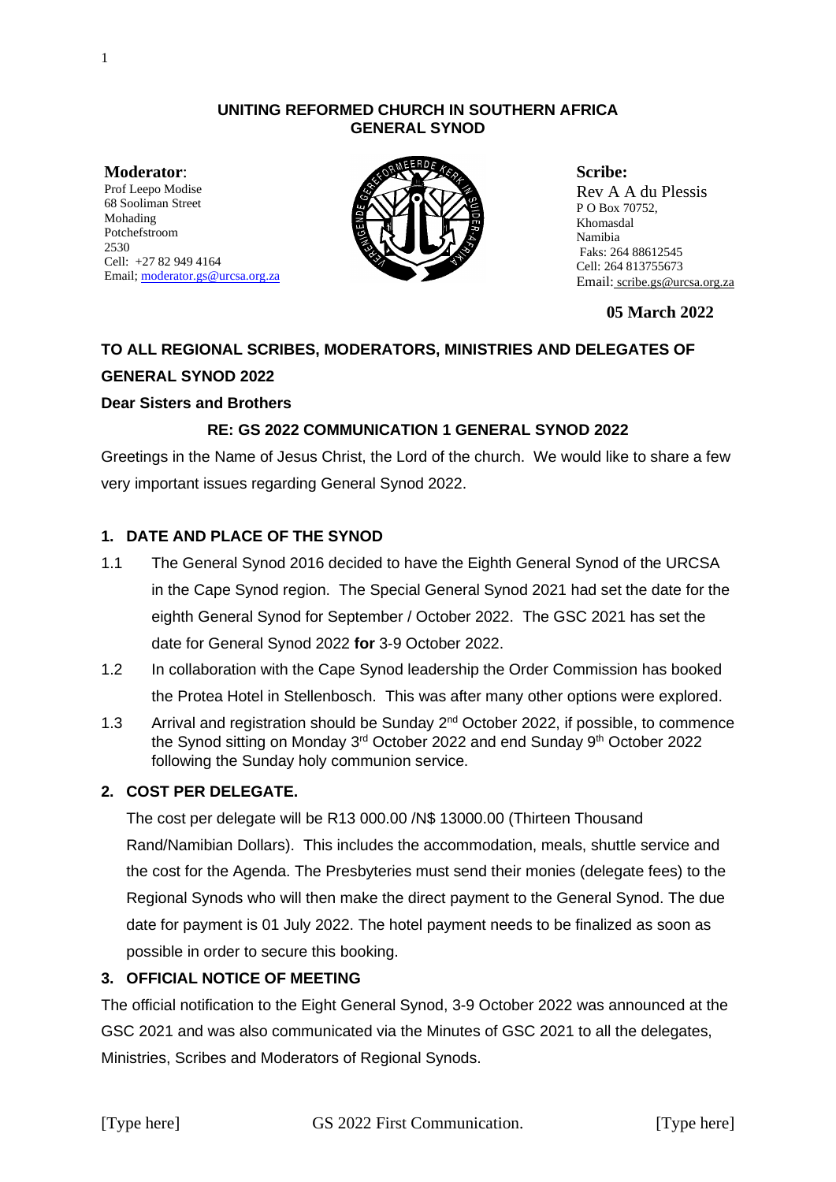**UNITING REFORMED CHURCH IN SOUTHERN AFRICA**
**GENERAL SYNOD**

**Moderator**:
Prof Leepo Modise
68 Sooliman Street
Mohading
Potchefstroom
2530
Cell: +27 82 949 4164
Email; moderator.gs@urcsa.org.za

**Scribe:**
Rev A A du Plessis
P O Box 70752,
Khomasdal
Namibia
Faks: 264 88612545
Cell: 264 813755673
Email: scribe.gs@urcsa.org.za

**05 March 2022**

**TO ALL REGIONAL SCRIBES, MODERATORS, MINISTRIES AND DELEGATES OF GENERAL SYNOD 2022**

**Dear Sisters and Brothers**

**RE: GS 2022 COMMUNICATION 1 GENERAL SYNOD 2022**

Greetings in the Name of Jesus Christ, the Lord of the church. We would like to share a few very important issues regarding General Synod 2022.

## 1. DATE AND PLACE OF THE SYNOD

1.1 The General Synod 2016 decided to have the Eighth General Synod of the URCSA in the Cape Synod region. The Special General Synod 2021 had set the date for the eighth General Synod for September / October 2022. The GSC 2021 has set the date for General Synod 2022 **for** 3-9 October 2022.

1.2 In collaboration with the Cape Synod leadership the Order Commission has booked the Protea Hotel in Stellenbosch. This was after many other options were explored.

1.3 Arrival and registration should be Sunday 2nd October 2022, if possible, to commence the Synod sitting on Monday 3rd October 2022 and end Sunday 9th October 2022 following the Sunday holy communion service.

## 2. COST PER DELEGATE.

The cost per delegate will be R13 000.00 /N$ 13000.00 (Thirteen Thousand Rand/Namibian Dollars). This includes the accommodation, meals, shuttle service and the cost for the Agenda. The Presbyteries must send their monies (delegate fees) to the Regional Synods who will then make the direct payment to the General Synod. The due date for payment is 01 July 2022. The hotel payment needs to be finalized as soon as possible in order to secure this booking.

## 3. OFFICIAL NOTICE OF MEETING

The official notification to the Eight General Synod, 3-9 October 2022 was announced at the GSC 2021 and was also communicated via the Minutes of GSC 2021 to all the delegates, Ministries, Scribes and Moderators of Regional Synods.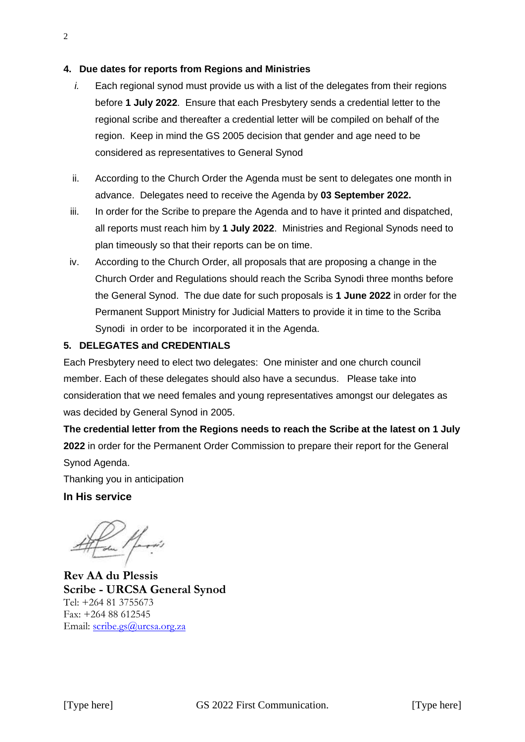#### 4. Due dates for reports from Regions and Ministries

*i.* Each regional synod must provide us with a list of the delegates from their regions before **1 July 2022**. Ensure that each Presbytery sends a credential letter to the regional scribe and thereafter a credential letter will be compiled on behalf of the region. Keep in mind the GS 2005 decision that gender and age need to be considered as representatives to General Synod

ii. According to the Church Order the Agenda must be sent to delegates one month in advance. Delegates need to receive the Agenda by **03 September 2022.**

iii. In order for the Scribe to prepare the Agenda and to have it printed and dispatched, all reports must reach him by **1 July 2022**. Ministries and Regional Synods need to plan timeously so that their reports can be on time.

iv. According to the Church Order, all proposals that are proposing a change in the Church Order and Regulations should reach the Scriba Synodi three months before the General Synod. The due date for such proposals is **1 June 2022** in order for the Permanent Support Ministry for Judicial Matters to provide it in time to the Scriba Synodi in order to be incorporated it in the Agenda.

#### 5. DELEGATES and CREDENTIALS

Each Presbytery need to elect two delegates: One minister and one church council member. Each of these delegates should also have a secundus. Please take into consideration that we need females and young representatives amongst our delegates as was decided by General Synod in 2005.

**The credential letter from the Regions needs to reach the Scribe at the latest on 1 July 2022** in order for the Permanent Order Commission to prepare their report for the General Synod Agenda.

Thanking you in anticipation

**In His service**

**Rev AA du Plessis**
**Scribe - URCSA General Synod**
Tel: +264 81 3755673
Fax: +264 88 612545
Email: scribe.gs@urcsa.org.za